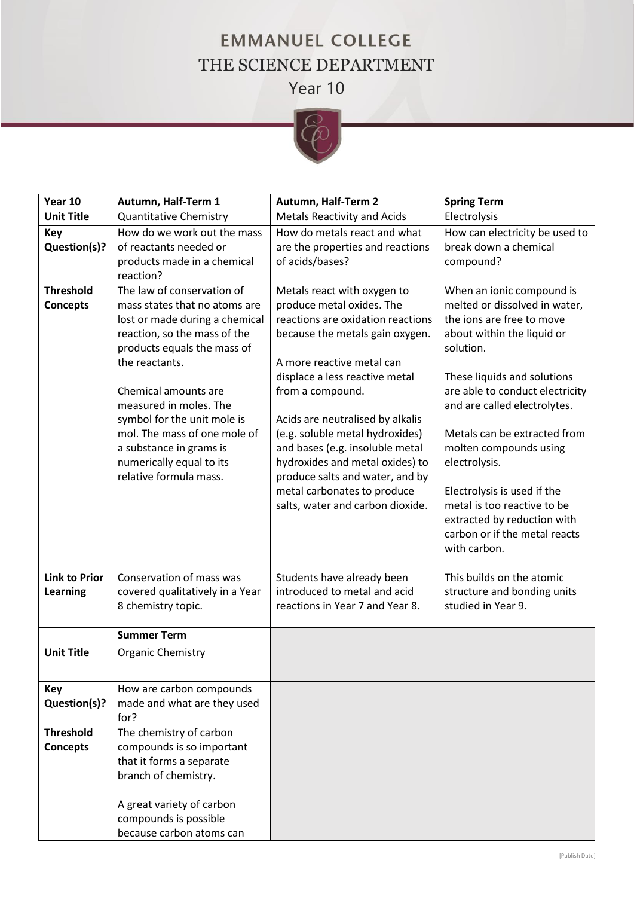# EMMANUEL COLLEGE

## THE SCIENCE DEPARTMENT

### Year 10

| Year 10 | Autumn, Half-Term 1 | Autumn, Half-Term 2 | Spring Term |
|---|---|---|---|
| **Unit Title** | Quantitative Chemistry | Metals Reactivity and Acids | Electrolysis |
| **Key Question(s)?** | How do we work out the mass of reactants needed or products made in a chemical reaction? | How do metals react and what are the properties and reactions of acids/bases? | How can electricity be used to break down a chemical compound? |
| **Threshold Concepts** | The law of conservation of mass states that no atoms are lost or made during a chemical reaction, so the mass of the products equals the mass of the reactants.<br><br>Chemical amounts are measured in moles. The symbol for the unit mole is mol. The mass of one mole of a substance in grams is numerically equal to its relative formula mass. | Metals react with oxygen to produce metal oxides. The reactions are oxidation reactions because the metals gain oxygen.<br><br>A more reactive metal can displace a less reactive metal from a compound.<br><br>Acids are neutralised by alkalis (e.g. soluble metal hydroxides) and bases (e.g. insoluble metal hydroxides and metal oxides) to produce salts and water, and by metal carbonates to produce salts, water and carbon dioxide. | When an ionic compound is melted or dissolved in water, the ions are free to move about within the liquid or solution.<br><br>These liquids and solutions are able to conduct electricity and are called electrolytes.<br><br>Metals can be extracted from molten compounds using electrolysis.<br><br>Electrolysis is used if the metal is too reactive to be extracted by reduction with carbon or if the metal reacts with carbon. |
| **Link to Prior Learning** | Conservation of mass was covered qualitatively in a Year 8 chemistry topic. | Students have already been introduced to metal and acid reactions in Year 7 and Year 8. | This builds on the atomic structure and bonding units studied in Year 9. |
| | **Summer Term** | | |
| **Unit Title** | Organic Chemistry | | |
| **Key Question(s)?** | How are carbon compounds made and what are they used for? | | |
| **Threshold Concepts** | The chemistry of carbon compounds is so important that it forms a separate branch of chemistry.<br><br>A great variety of carbon compounds is possible because carbon atoms can | | |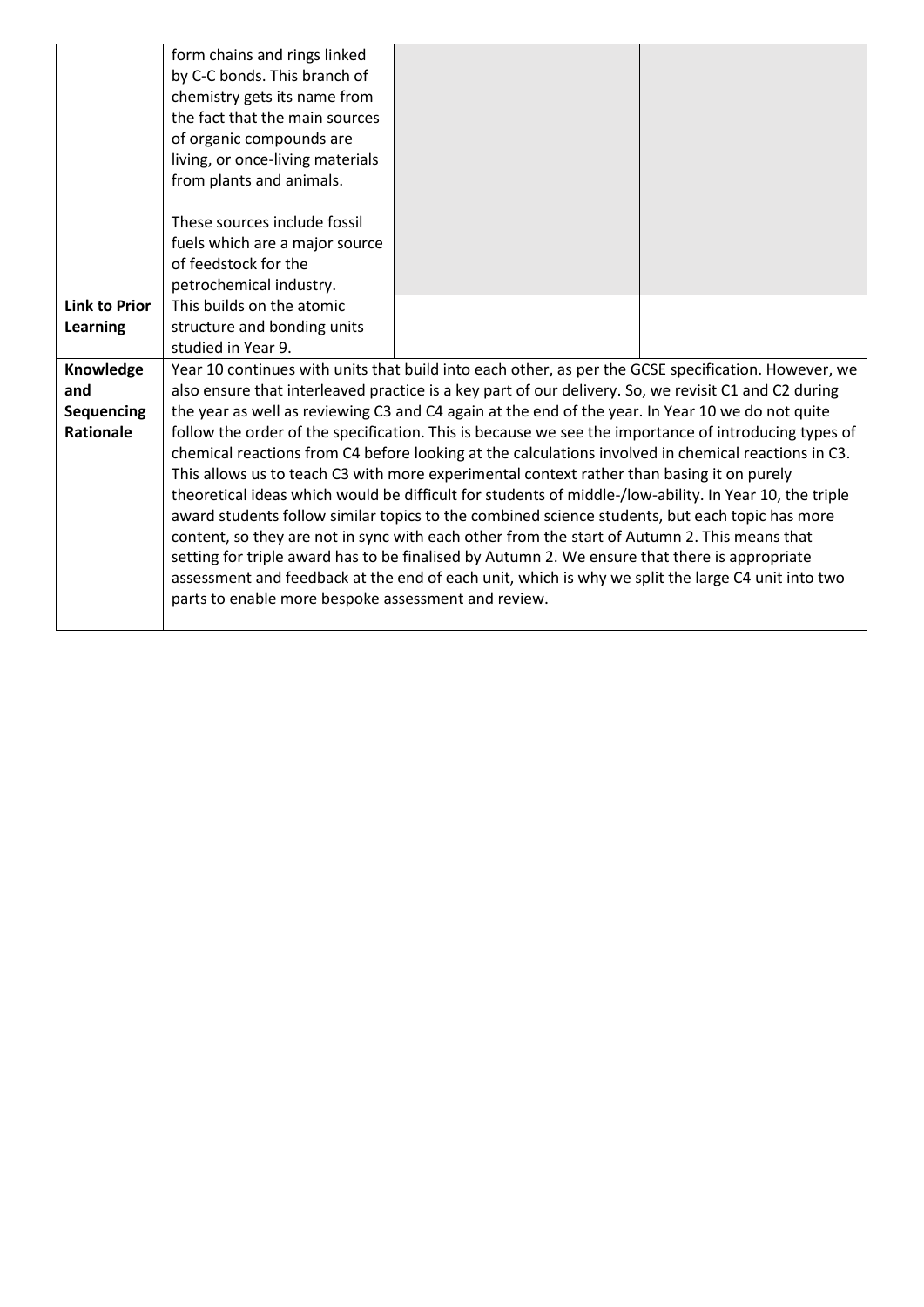| | | | |
|---|---|---|---|
| | form chains and rings linked by C-C bonds. This branch of chemistry gets its name from the fact that the main sources of organic compounds are living, or once-living materials from plants and animals.<br><br>These sources include fossil fuels which are a major source of feedstock for the petrochemical industry. | | |
| **Link to Prior Learning** | This builds on the atomic structure and bonding units studied in Year 9. | | |
| **Knowledge and Sequencing Rationale** | Year 10 continues with units that build into each other, as per the GCSE specification. However, we also ensure that interleaved practice is a key part of our delivery. So, we revisit C1 and C2 during the year as well as reviewing C3 and C4 again at the end of the year. In Year 10 we do not quite follow the order of the specification. This is because we see the importance of introducing types of chemical reactions from C4 before looking at the calculations involved in chemical reactions in C3. This allows us to teach C3 with more experimental context rather than basing it on purely theoretical ideas which would be difficult for students of middle-/low-ability. In Year 10, the triple award students follow similar topics to the combined science students, but each topic has more content, so they are not in sync with each other from the start of Autumn 2. This means that setting for triple award has to be finalised by Autumn 2. We ensure that there is appropriate assessment and feedback at the end of each unit, which is why we split the large C4 unit into two parts to enable more bespoke assessment and review. | | |